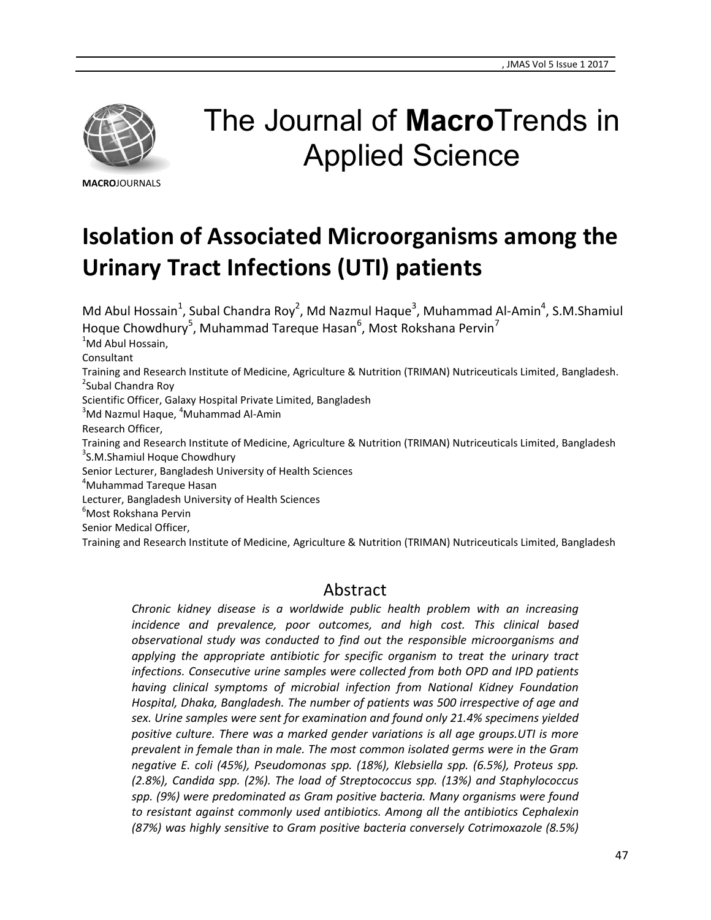# The Journal of **Macro**Trends in Applied Science

**MACRO**JOURNALS

## Isolation of Associated Microorganisms among the Urinary Tract Infections (UTI) patients

Md Abul Hossain[1], Subal Chandra Roy[2], Md Nazmul Haque[3], Muhammad Al-Amin[4], S.M.Shamiul Hoque Chowdhury[5], Muhammad Tareque Hasan[6], Most Rokshana Pervin[7]

[1]Md Abul Hossain,
Consultant
Training and Research Institute of Medicine, Agriculture & Nutrition (TRIMAN) Nutriceuticals Limited, Bangladesh.
[2]Subal Chandra Roy
Scientific Officer, Galaxy Hospital Private Limited, Bangladesh
[3]Md Nazmul Haque, [4]Muhammad Al-Amin
Research Officer,
Training and Research Institute of Medicine, Agriculture & Nutrition (TRIMAN) Nutriceuticals Limited, Bangladesh
[3]S.M.Shamiul Hoque Chowdhury
Senior Lecturer, Bangladesh University of Health Sciences
[4]Muhammad Tareque Hasan
Lecturer, Bangladesh University of Health Sciences
[6]Most Rokshana Pervin
Senior Medical Officer,
Training and Research Institute of Medicine, Agriculture & Nutrition (TRIMAN) Nutriceuticals Limited, Bangladesh

## Abstract

*Chronic kidney disease is a worldwide public health problem with an increasing incidence and prevalence, poor outcomes, and high cost. This clinical based observational study was conducted to find out the responsible microorganisms and applying the appropriate antibiotic for specific organism to treat the urinary tract infections. Consecutive urine samples were collected from both OPD and IPD patients having clinical symptoms of microbial infection from National Kidney Foundation Hospital, Dhaka, Bangladesh. The number of patients was 500 irrespective of age and sex. Urine samples were sent for examination and found only 21.4% specimens yielded positive culture. There was a marked gender variations is all age groups.UTI is more prevalent in female than in male. The most common isolated germs were in the Gram negative E. coli (45%), Pseudomonas spp. (18%), Klebsiella spp. (6.5%), Proteus spp. (2.8%), Candida spp. (2%). The load of Streptococcus spp. (13%) and Staphylococcus spp. (9%) were predominated as Gram positive bacteria. Many organisms were found to resistant against commonly used antibiotics. Among all the antibiotics Cephalexin (87%) was highly sensitive to Gram positive bacteria conversely Cotrimoxazole (8.5%)*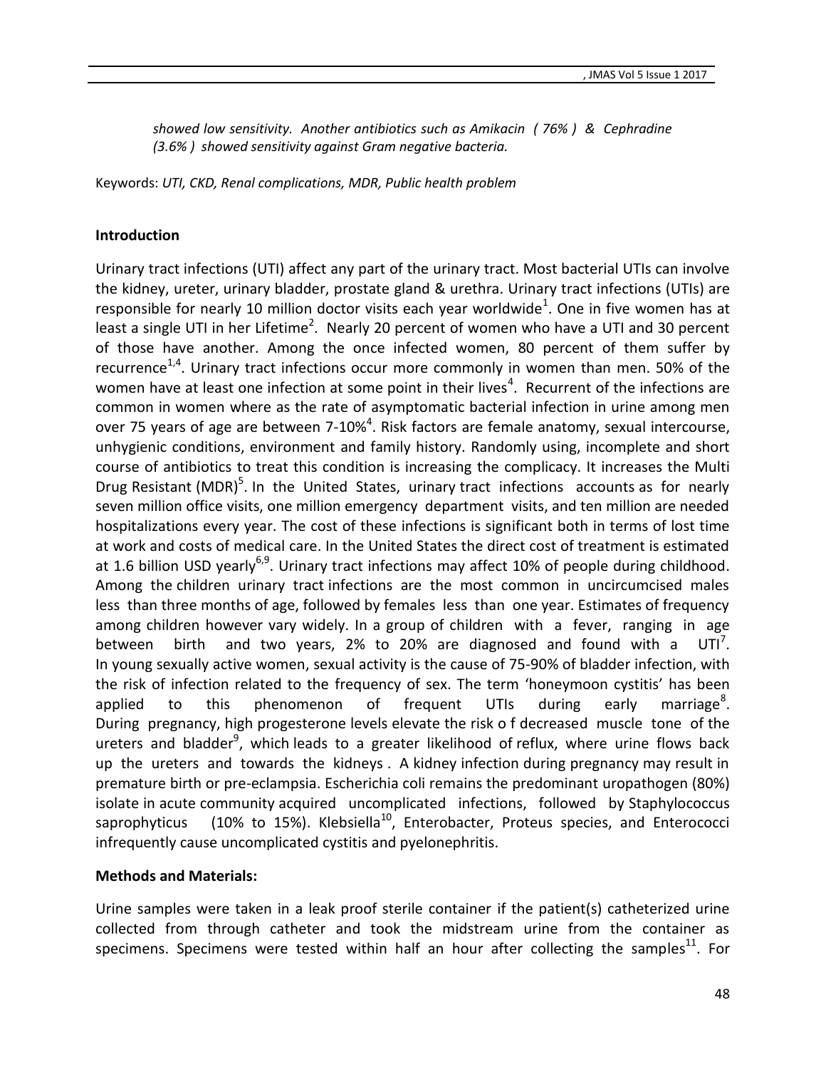*showed low sensitivity. Another antibiotics such as Amikacin ( 76% ) & Cephradine (3.6% ) showed sensitivity against Gram negative bacteria.*

Keywords: *UTI, CKD, Renal complications, MDR, Public health problem*

**Introduction**

Urinary tract infections (UTI) affect any part of the urinary tract. Most bacterial UTIs can involve the kidney, ureter, urinary bladder, prostate gland & urethra. Urinary tract infections (UTIs) are responsible for nearly 10 million doctor visits each year worldwide[1]. One in five women has at least a single UTI in her Lifetime[2]. Nearly 20 percent of women who have a UTI and 30 percent of those have another. Among the once infected women, 80 percent of them suffer by recurrence[1,4]. Urinary tract infections occur more commonly in women than men. 50% of the women have at least one infection at some point in their lives[4]. Recurrent of the infections are common in women where as the rate of asymptomatic bacterial infection in urine among men over 75 years of age are between 7-10%[4]. Risk factors are female anatomy, sexual intercourse, unhygienic conditions, environment and family history. Randomly using, incomplete and short course of antibiotics to treat this condition is increasing the complicacy. It increases the Multi Drug Resistant (MDR)[5]. In the United States, urinary tract infections accounts as for nearly seven million office visits, one million emergency department visits, and ten million are needed hospitalizations every year. The cost of these infections is significant both in terms of lost time at work and costs of medical care. In the United States the direct cost of treatment is estimated at 1.6 billion USD yearly[6,9]. Urinary tract infections may affect 10% of people during childhood. Among the children urinary tract infections are the most common in uncircumcised males less than three months of age, followed by females less than one year. Estimates of frequency among children however vary widely. In a group of children with a fever, ranging in age between birth and two years, 2% to 20% are diagnosed and found with a UTI[7]. In young sexually active women, sexual activity is the cause of 75-90% of bladder infection, with the risk of infection related to the frequency of sex. The term 'honeymoon cystitis' has been applied to this phenomenon of frequent UTIs during early marriage[8]. During pregnancy, high progesterone levels elevate the risk o f decreased muscle tone of the ureters and bladder[9], which leads to a greater likelihood of reflux, where urine flows back up the ureters and towards the kidneys . A kidney infection during pregnancy may result in premature birth or pre-eclampsia. Escherichia coli remains the predominant uropathogen (80%) isolate in acute community acquired uncomplicated infections, followed by Staphylococcus saprophyticus (10% to 15%). Klebsiella[10], Enterobacter, Proteus species, and Enterococci infrequently cause uncomplicated cystitis and pyelonephritis.

**Methods and Materials:**

Urine samples were taken in a leak proof sterile container if the patient(s) catheterized urine collected from through catheter and took the midstream urine from the container as specimens. Specimens were tested within half an hour after collecting the samples[11]. For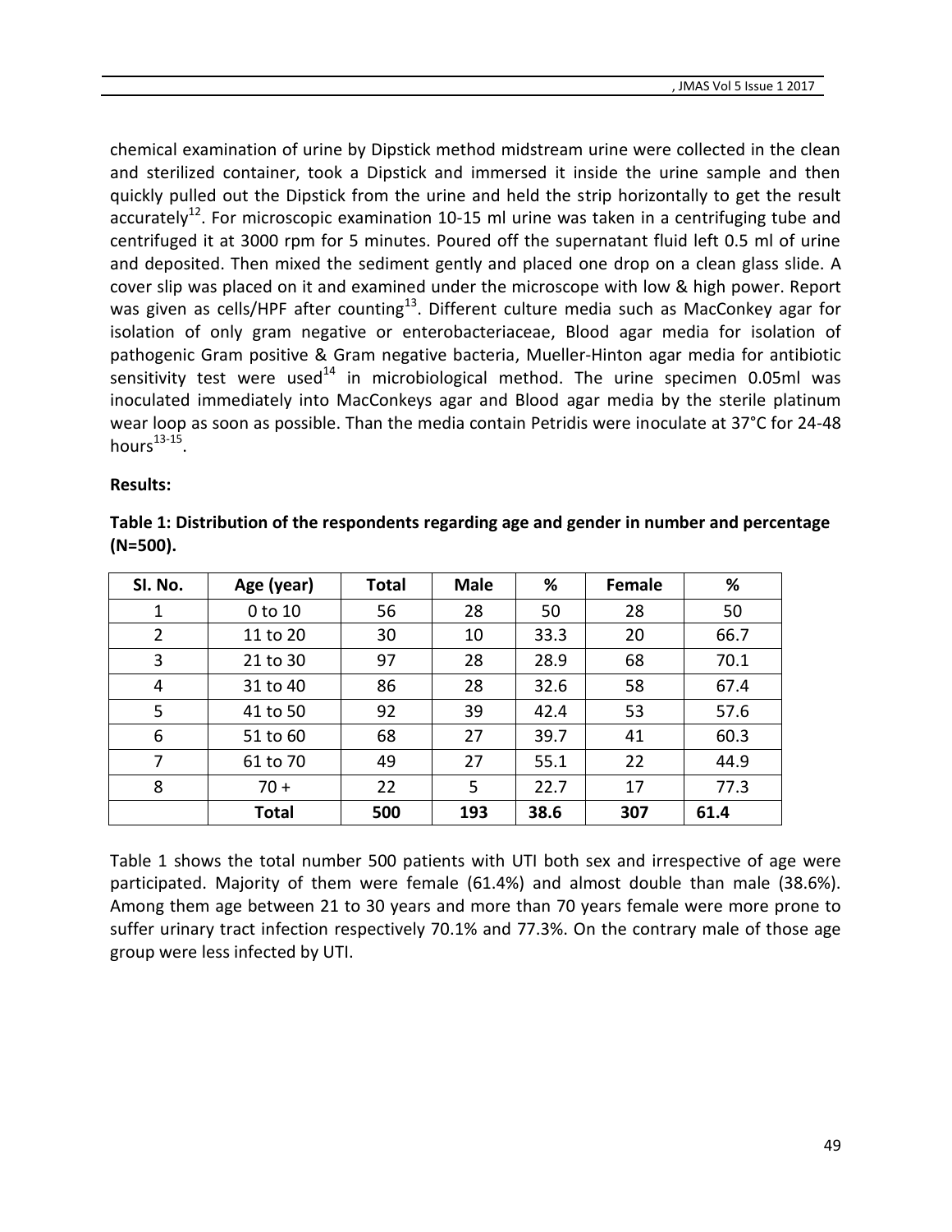chemical examination of urine by Dipstick method midstream urine were collected in the clean and sterilized container, took a Dipstick and immersed it inside the urine sample and then quickly pulled out the Dipstick from the urine and held the strip horizontally to get the result accurately[12]. For microscopic examination 10-15 ml urine was taken in a centrifuging tube and centrifuged it at 3000 rpm for 5 minutes. Poured off the supernatant fluid left 0.5 ml of urine and deposited. Then mixed the sediment gently and placed one drop on a clean glass slide. A cover slip was placed on it and examined under the microscope with low & high power. Report was given as cells/HPF after counting[13]. Different culture media such as MacConkey agar for isolation of only gram negative or enterobacteriaceae, Blood agar media for isolation of pathogenic Gram positive & Gram negative bacteria, Mueller-Hinton agar media for antibiotic sensitivity test were used[14] in microbiological method. The urine specimen 0.05ml was inoculated immediately into MacConkeys agar and Blood agar media by the sterile platinum wear loop as soon as possible. Than the media contain Petridis were inoculate at 37°C for 24-48 hours[13-15].

**Results:**

**Table 1: Distribution of the respondents regarding age and gender in number and percentage (N=500).**

| Sl. No. | Age (year) | Total | Male | % | Female | % |
|---|---|---|---|---|---|---|
| 1 | 0 to 10 | 56 | 28 | 50 | 28 | 50 |
| 2 | 11 to 20 | 30 | 10 | 33.3 | 20 | 66.7 |
| 3 | 21 to 30 | 97 | 28 | 28.9 | 68 | 70.1 |
| 4 | 31 to 40 | 86 | 28 | 32.6 | 58 | 67.4 |
| 5 | 41 to 50 | 92 | 39 | 42.4 | 53 | 57.6 |
| 6 | 51 to 60 | 68 | 27 | 39.7 | 41 | 60.3 |
| 7 | 61 to 70 | 49 | 27 | 55.1 | 22 | 44.9 |
| 8 | 70 + | 22 | 5 | 22.7 | 17 | 77.3 |
| | **Total** | **500** | **193** | **38.6** | **307** | **61.4** |

Table 1 shows the total number 500 patients with UTI both sex and irrespective of age were participated. Majority of them were female (61.4%) and almost double than male (38.6%). Among them age between 21 to 30 years and more than 70 years female were more prone to suffer urinary tract infection respectively 70.1% and 77.3%. On the contrary male of those age group were less infected by UTI.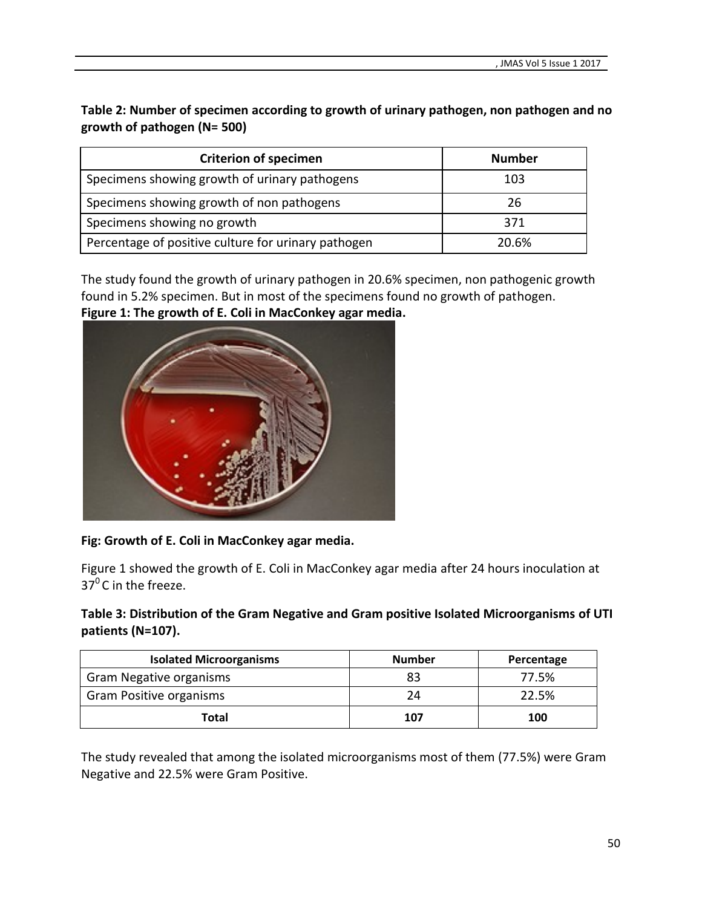**Table 2: Number of specimen according to growth of urinary pathogen, non pathogen and no growth of pathogen (N= 500)**

| Criterion of specimen | Number |
|---|---|
| Specimens showing growth of urinary pathogens | 103 |
| Specimens showing growth of non pathogens | 26 |
| Specimens showing no growth | 371 |
| Percentage of positive culture for urinary pathogen | 20.6% |

The study found the growth of urinary pathogen in 20.6% specimen, non pathogenic growth found in 5.2% specimen. But in most of the specimens found no growth of pathogen.

**Figure 1: The growth of E. Coli in MacConkey agar media.**

**Fig: Growth of E. Coli in MacConkey agar media.**

Figure 1 showed the growth of E. Coli in MacConkey agar media after 24 hours inoculation at $37^0$ C in the freeze.

**Table 3: Distribution of the Gram Negative and Gram positive Isolated Microorganisms of UTI patients (N=107).**

| Isolated Microorganisms | Number | Percentage |
|---|---|---|
| Gram Negative organisms | 83 | 77.5% |
| Gram Positive organisms | 24 | 22.5% |
| **Total** | **107** | **100** |

The study revealed that among the isolated microorganisms most of them (77.5%) were Gram Negative and 22.5% were Gram Positive.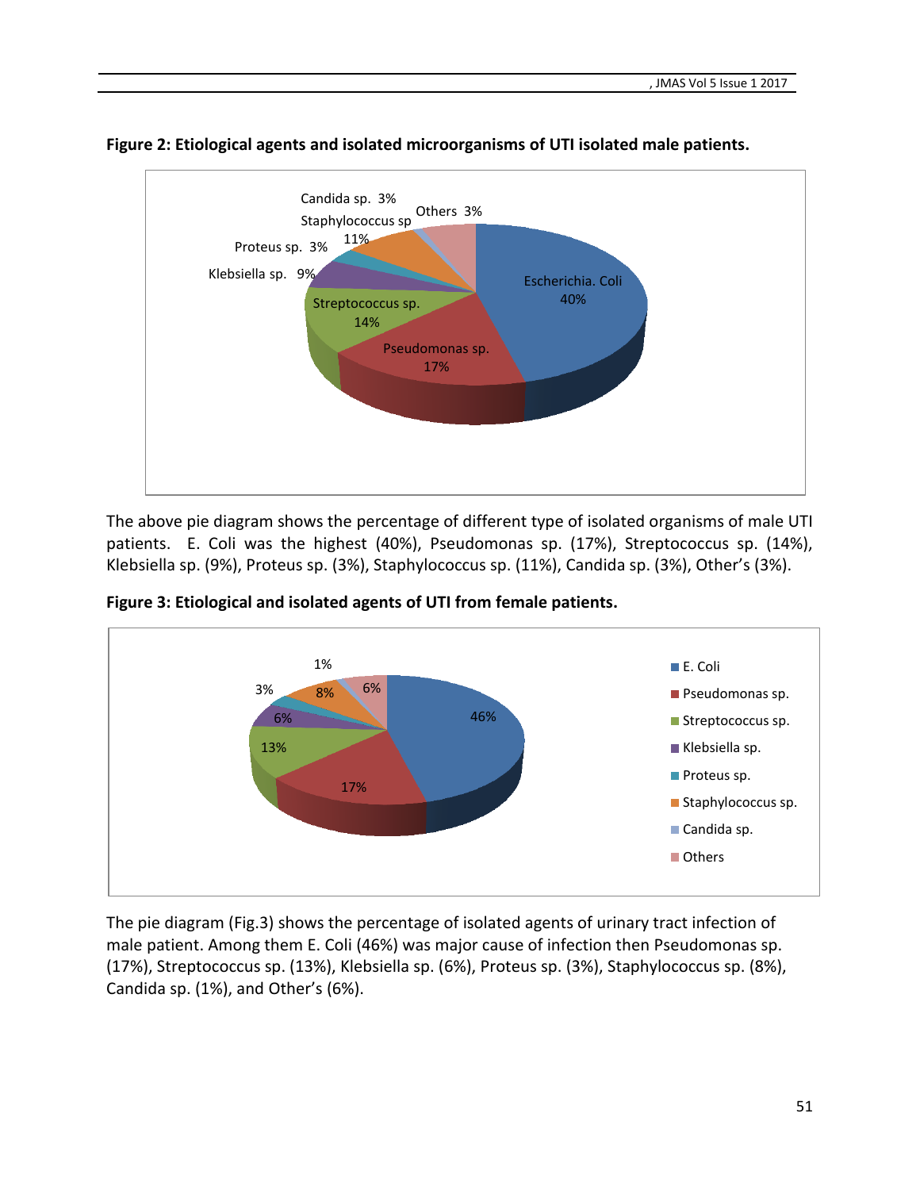**Figure 2: Etiological agents and isolated microorganisms of UTI isolated male patients.**

The above pie diagram shows the percentage of different type of isolated organisms of male UTI patients. E. Coli was the highest (40%), Pseudomonas sp. (17%), Streptococcus sp. (14%), Klebsiella sp. (9%), Proteus sp. (3%), Staphylococcus sp. (11%), Candida sp. (3%), Other's (3%).

**Figure 3: Etiological and isolated agents of UTI from female patients.**

The pie diagram (Fig.3) shows the percentage of isolated agents of urinary tract infection of male patient. Among them E. Coli (46%) was major cause of infection then Pseudomonas sp. (17%), Streptococcus sp. (13%), Klebsiella sp. (6%), Proteus sp. (3%), Staphylococcus sp. (8%), Candida sp. (1%), and Other's (6%).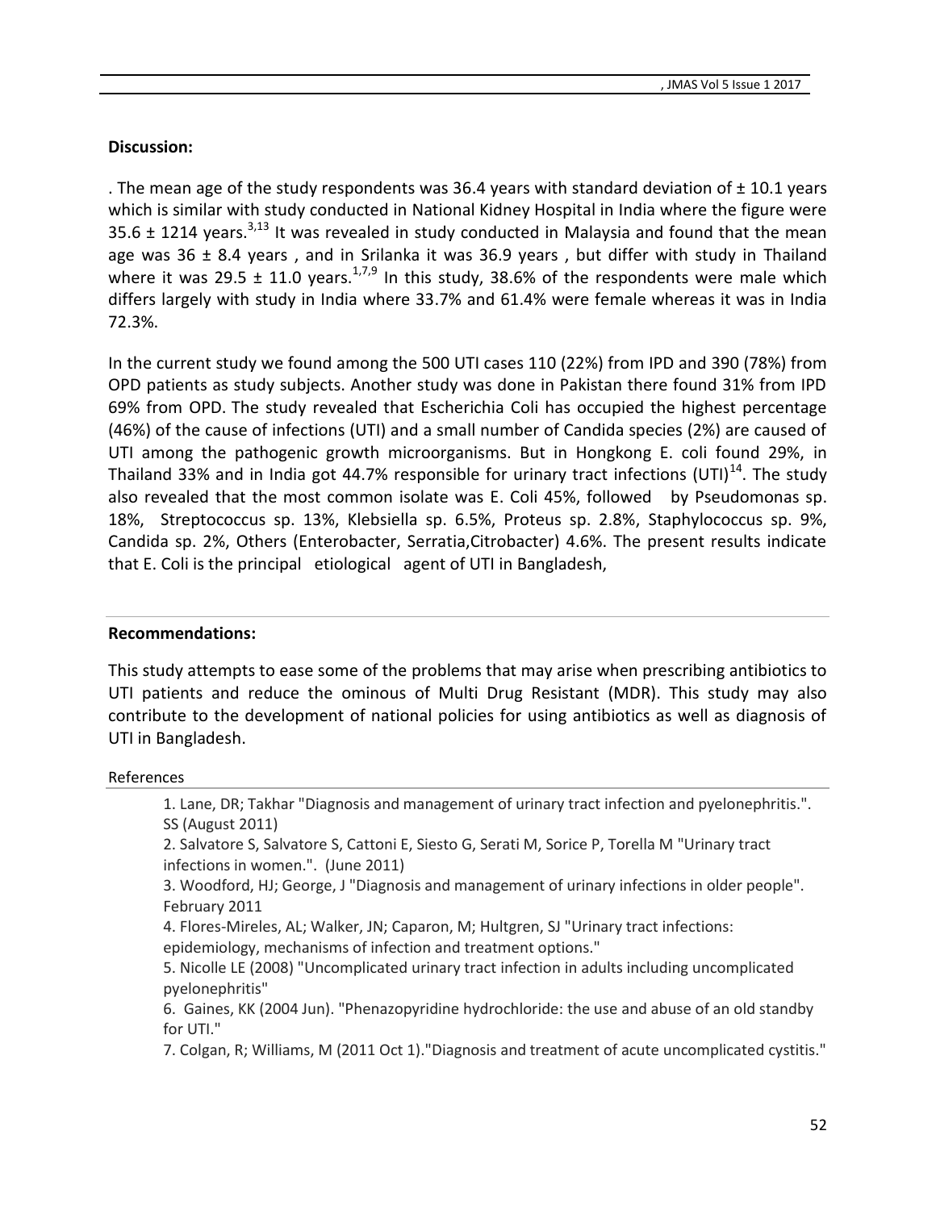**Discussion:**

. The mean age of the study respondents was 36.4 years with standard deviation of ± 10.1 years which is similar with study conducted in National Kidney Hospital in India where the figure were 35.6 ± 1214 years.[3,13] It was revealed in study conducted in Malaysia and found that the mean age was 36 ± 8.4 years , and in Srilanka it was 36.9 years , but differ with study in Thailand where it was 29.5 ± 11.0 years.[1,7,9] In this study, 38.6% of the respondents were male which differs largely with study in India where 33.7% and 61.4% were female whereas it was in India 72.3%.

In the current study we found among the 500 UTI cases 110 (22%) from IPD and 390 (78%) from OPD patients as study subjects. Another study was done in Pakistan there found 31% from IPD 69% from OPD. The study revealed that Escherichia Coli has occupied the highest percentage (46%) of the cause of infections (UTI) and a small number of Candida species (2%) are caused of UTI among the pathogenic growth microorganisms. But in Hongkong E. coli found 29%, in Thailand 33% and in India got 44.7% responsible for urinary tract infections (UTI)[14]. The study also revealed that the most common isolate was E. Coli 45%, followed by Pseudomonas sp. 18%, Streptococcus sp. 13%, Klebsiella sp. 6.5%, Proteus sp. 2.8%, Staphylococcus sp. 9%, Candida sp. 2%, Others (Enterobacter, Serratia,Citrobacter) 4.6%. The present results indicate that E. Coli is the principal etiological agent of UTI in Bangladesh,

**Recommendations:**

This study attempts to ease some of the problems that may arise when prescribing antibiotics to UTI patients and reduce the ominous of Multi Drug Resistant (MDR). This study may also contribute to the development of national policies for using antibiotics as well as diagnosis of UTI in Bangladesh.

References

1. Lane, DR; Takhar "Diagnosis and management of urinary tract infection and pyelonephritis.". SS (August 2011)
2. Salvatore S, Salvatore S, Cattoni E, Siesto G, Serati M, Sorice P, Torella M "Urinary tract infections in women.". (June 2011)
3. Woodford, HJ; George, J "Diagnosis and management of urinary infections in older people". February 2011
4. Flores-Mireles, AL; Walker, JN; Caparon, M; Hultgren, SJ "Urinary tract infections: epidemiology, mechanisms of infection and treatment options."
5. Nicolle LE (2008) "Uncomplicated urinary tract infection in adults including uncomplicated pyelonephritis"
6. Gaines, KK (2004 Jun). "Phenazopyridine hydrochloride: the use and abuse of an old standby for UTI."
7. Colgan, R; Williams, M (2011 Oct 1)."Diagnosis and treatment of acute uncomplicated cystitis."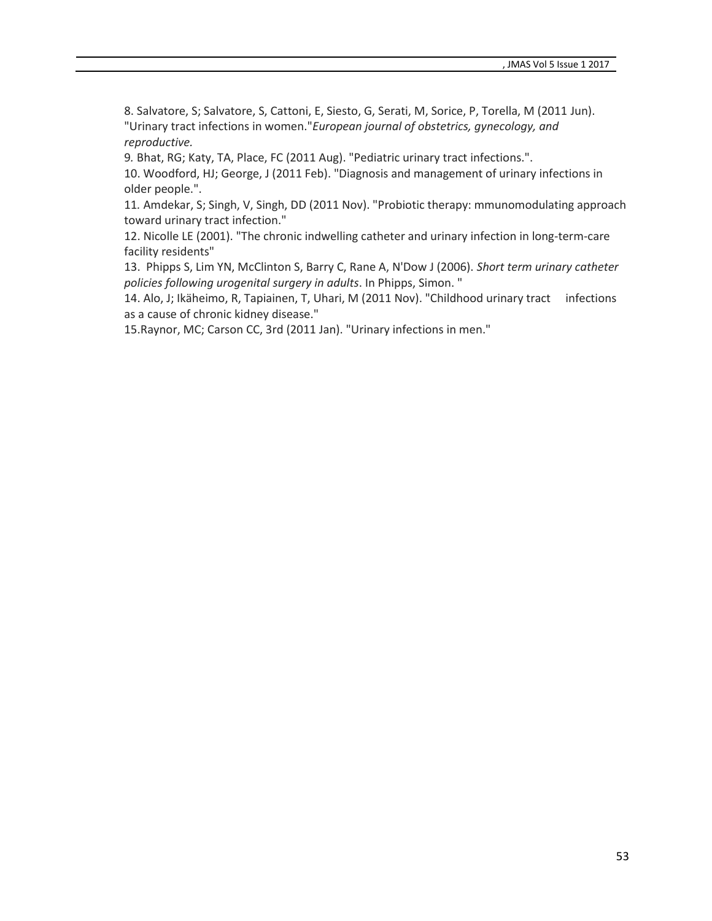8. Salvatore, S; Salvatore, S, Cattoni, E, Siesto, G, Serati, M, Sorice, P, Torella, M (2011 Jun). "Urinary tract infections in women."*European journal of obstetrics, gynecology, and reproductive.*

9. Bhat, RG; Katy, TA, Place, FC (2011 Aug). "Pediatric urinary tract infections.".

10. Woodford, HJ; George, J (2011 Feb). "Diagnosis and management of urinary infections in older people.".

11. Amdekar, S; Singh, V, Singh, DD (2011 Nov). "Probiotic therapy: mmunomodulating approach toward urinary tract infection."

12. Nicolle LE (2001). "The chronic indwelling catheter and urinary infection in long-term-care facility residents"

13. Phipps S, Lim YN, McClinton S, Barry C, Rane A, N'Dow J (2006). *Short term urinary catheter policies following urogenital surgery in adults*. In Phipps, Simon. "

14. Alo, J; Ikäheimo, R, Tapiainen, T, Uhari, M (2011 Nov). "Childhood urinary tract infections as a cause of chronic kidney disease."

15.Raynor, MC; Carson CC, 3rd (2011 Jan). "Urinary infections in men."